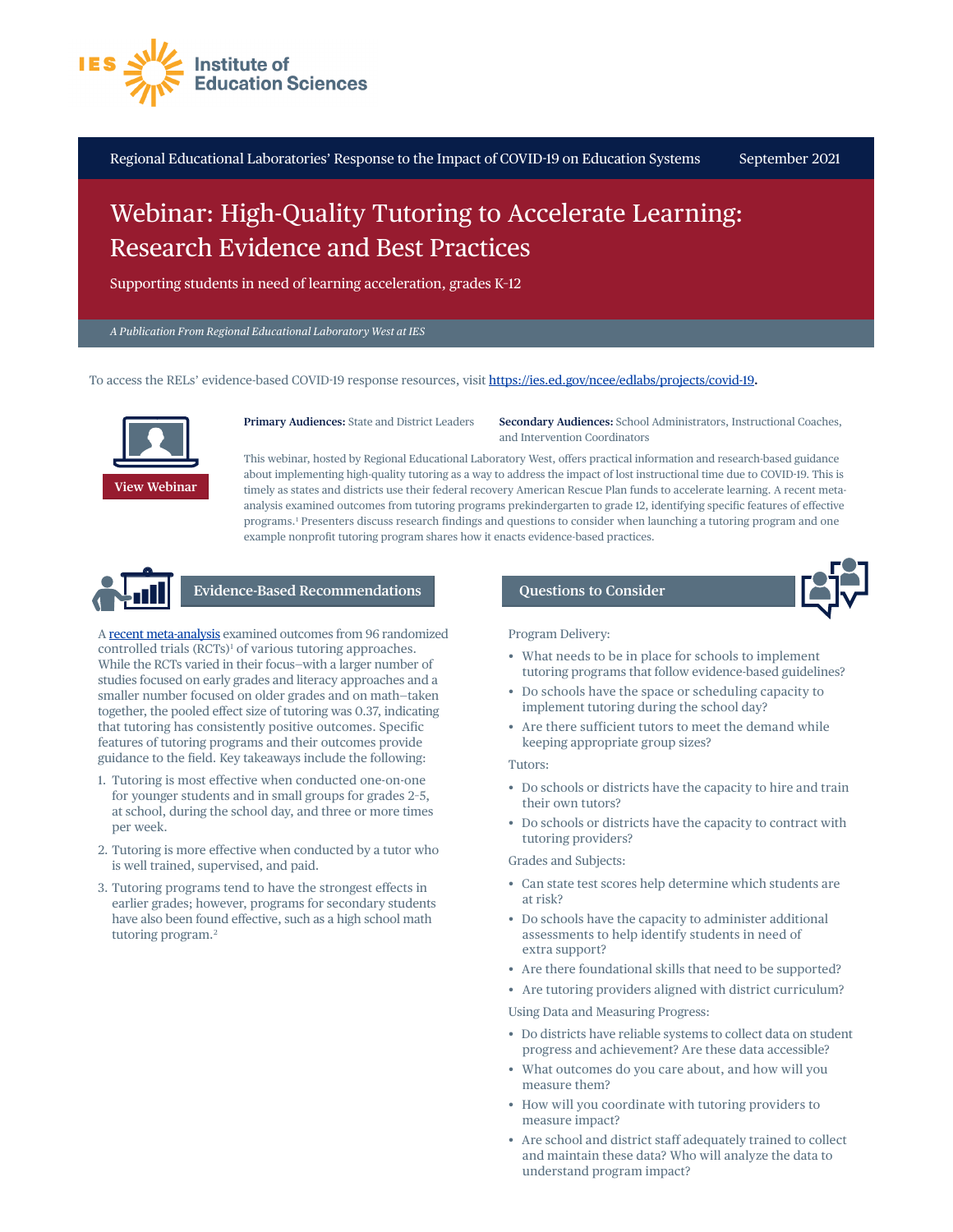Institute of Education Sciences

Regional Educational Laboratories' Response to the Impact of COVID-19 on Education Systems — September 2021

# Webinar: High-Quality Tutoring to Accelerate Learning: Research Evidence and Best Practices

Supporting students in need of learning acceleration, grades K-12

*A Publication From Regional Educational Laboratory West at IES*

To access the RELs' evidence-based COVID-19 response resources, visit https://ies.ed.gov/ncee/edlabs/projects/covid-19.

View Webinar

**Primary Audiences:** State and District Leaders

**Secondary Audiences:** School Administrators, Instructional Coaches, and Intervention Coordinators

This webinar, hosted by Regional Educational Laboratory West, offers practical information and research-based guidance about implementing high-quality tutoring as a way to address the impact of lost instructional time due to COVID-19. This is timely as states and districts use their federal recovery American Rescue Plan funds to accelerate learning. A recent meta-analysis examined outcomes from tutoring programs prekindergarten to grade 12, identifying specific features of effective programs.[1] Presenters discuss research findings and questions to consider when launching a tutoring program and one example nonprofit tutoring program shares how it enacts evidence-based practices.

## Evidence-Based Recommendations

A recent meta-analysis examined outcomes from 96 randomized controlled trials (RCTs)[1] of various tutoring approaches. While the RCTs varied in their focus—with a larger number of studies focused on early grades and literacy approaches and a smaller number focused on older grades and on math—taken together, the pooled effect size of tutoring was 0.37, indicating that tutoring has consistently positive outcomes. Specific features of tutoring programs and their outcomes provide guidance to the field. Key takeaways include the following:

1. Tutoring is most effective when conducted one-on-one for younger students and in small groups for grades 2-5, at school, during the school day, and three or more times per week.
2. Tutoring is more effective when conducted by a tutor who is well trained, supervised, and paid.
3. Tutoring programs tend to have the strongest effects in earlier grades; however, programs for secondary students have also been found effective, such as a high school math tutoring program.[2]

## Questions to Consider

Program Delivery:

- What needs to be in place for schools to implement tutoring programs that follow evidence-based guidelines?
- Do schools have the space or scheduling capacity to implement tutoring during the school day?
- Are there sufficient tutors to meet the demand while keeping appropriate group sizes?

Tutors:

- Do schools or districts have the capacity to hire and train their own tutors?
- Do schools or districts have the capacity to contract with tutoring providers?

Grades and Subjects:

- Can state test scores help determine which students are at risk?
- Do schools have the capacity to administer additional assessments to help identify students in need of extra support?
- Are there foundational skills that need to be supported?
- Are tutoring providers aligned with district curriculum?

Using Data and Measuring Progress:

- Do districts have reliable systems to collect data on student progress and achievement? Are these data accessible?
- What outcomes do you care about, and how will you measure them?
- How will you coordinate with tutoring providers to measure impact?
- Are school and district staff adequately trained to collect and maintain these data? Who will analyze the data to understand program impact?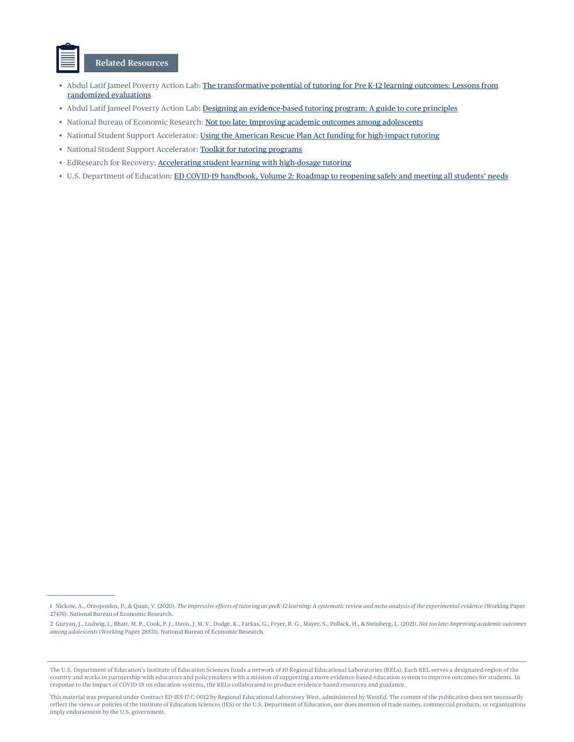## Related Resources

- Abdul Latif Jameel Poverty Action Lab: The transformative potential of tutoring for Pre K-12 learning outcomes: Lessons from randomized evaluations
- Abdul Latif Jameel Poverty Action Lab: Designing an evidence-based tutoring program: A guide to core principles
- National Bureau of Economic Research: Not too late: Improving academic outcomes among adolescents
- National Student Support Accelerator: Using the American Rescue Plan Act funding for high-impact tutoring
- National Student Support Accelerator: Toolkit for tutoring programs
- EdResearch for Recovery: Accelerating student learning with high-dosage tutoring
- U.S. Department of Education: ED COVID-19 handbook, Volume 2: Roadmap to reopening safely and meeting all students' needs

---

1 Nickow, A., Oreopoulos, P., & Quan, V. (2020). *The impressive effects of tutoring on preK-12 learning: A systematic review and meta-analysis of the experimental evidence* (Working Paper 27476). National Bureau of Economic Research.

2 Guryan, J., Ludwig, J., Bhatt, M. P., Cook, P. J., Davis, J. M. V., Dodge, K., Farkas, G., Fryer, R. G., Mayer, S., Pollack, H., & Steinberg, L. (2021). *Not too late: Improving academic outcomes among adolescents* (Working Paper 28531). National Bureau of Economic Research.

---

The U.S. Department of Education's Institute of Education Sciences funds a network of 10 Regional Educational Laboratories (RELs). Each REL serves a designated region of the country and works in partnership with educators and policymakers with a mission of supporting a more evidence-based education system to improve outcomes for students. In response to the impact of COVID-19 on education systems, the RELs collaborated to produce evidence-based resources and guidance.

This material was prepared under Contract ED-IES-17-C-0012 by Regional Educational Laboratory West, administered by WestEd. The content of the publication does not necessarily reflect the views or policies of the Institute of Education Sciences (IES) or the U.S. Department of Education, nor does mention of trade names, commercial products, or organizations imply endorsement by the U.S. government.